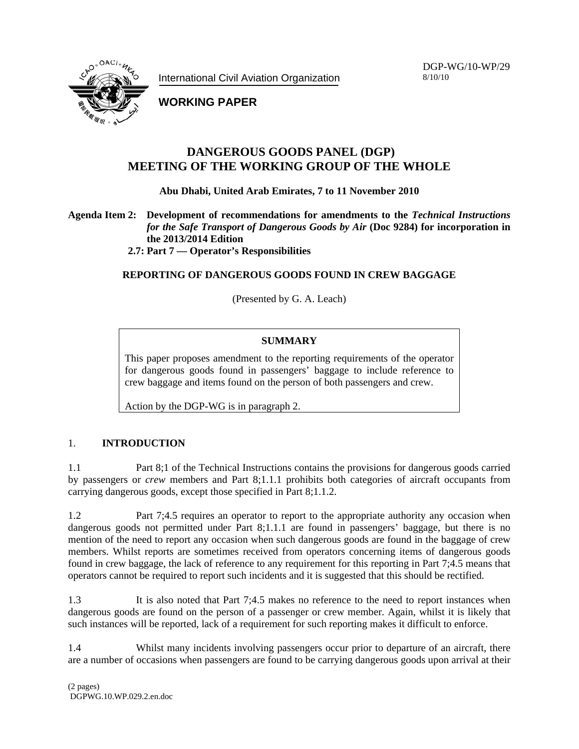International Civil Aviation Organization

**WORKING PAPER**

DGP-WG/10-WP/29
8/10/10

# DANGEROUS GOODS PANEL (DGP) MEETING OF THE WORKING GROUP OF THE WHOLE

**Abu Dhabi, United Arab Emirates, 7 to 11 November 2010**

**Agenda Item 2: Development of recommendations for amendments to the *Technical Instructions for the Safe Transport of Dangerous Goods by Air* (Doc 9284) for incorporation in the 2013/2014 Edition**
**2.7: Part 7 — Operator's Responsibilities**

## REPORTING OF DANGEROUS GOODS FOUND IN CREW BAGGAGE

(Presented by G. A. Leach)

| **SUMMARY** |
|---|
| This paper proposes amendment to the reporting requirements of the operator for dangerous goods found in passengers' baggage to include reference to crew baggage and items found on the person of both passengers and crew.<br><br>Action by the DGP-WG is in paragraph 2. |

## 1. INTRODUCTION

1.1 Part 8;1 of the Technical Instructions contains the provisions for dangerous goods carried by passengers or *crew* members and Part 8;1.1.1 prohibits both categories of aircraft occupants from carrying dangerous goods, except those specified in Part 8;1.1.2.

1.2 Part 7;4.5 requires an operator to report to the appropriate authority any occasion when dangerous goods not permitted under Part 8;1.1.1 are found in passengers' baggage, but there is no mention of the need to report any occasion when such dangerous goods are found in the baggage of crew members. Whilst reports are sometimes received from operators concerning items of dangerous goods found in crew baggage, the lack of reference to any requirement for this reporting in Part 7;4.5 means that operators cannot be required to report such incidents and it is suggested that this should be rectified.

1.3 It is also noted that Part 7;4.5 makes no reference to the need to report instances when dangerous goods are found on the person of a passenger or crew member. Again, whilst it is likely that such instances will be reported, lack of a requirement for such reporting makes it difficult to enforce.

1.4 Whilst many incidents involving passengers occur prior to departure of an aircraft, there are a number of occasions when passengers are found to be carrying dangerous goods upon arrival at their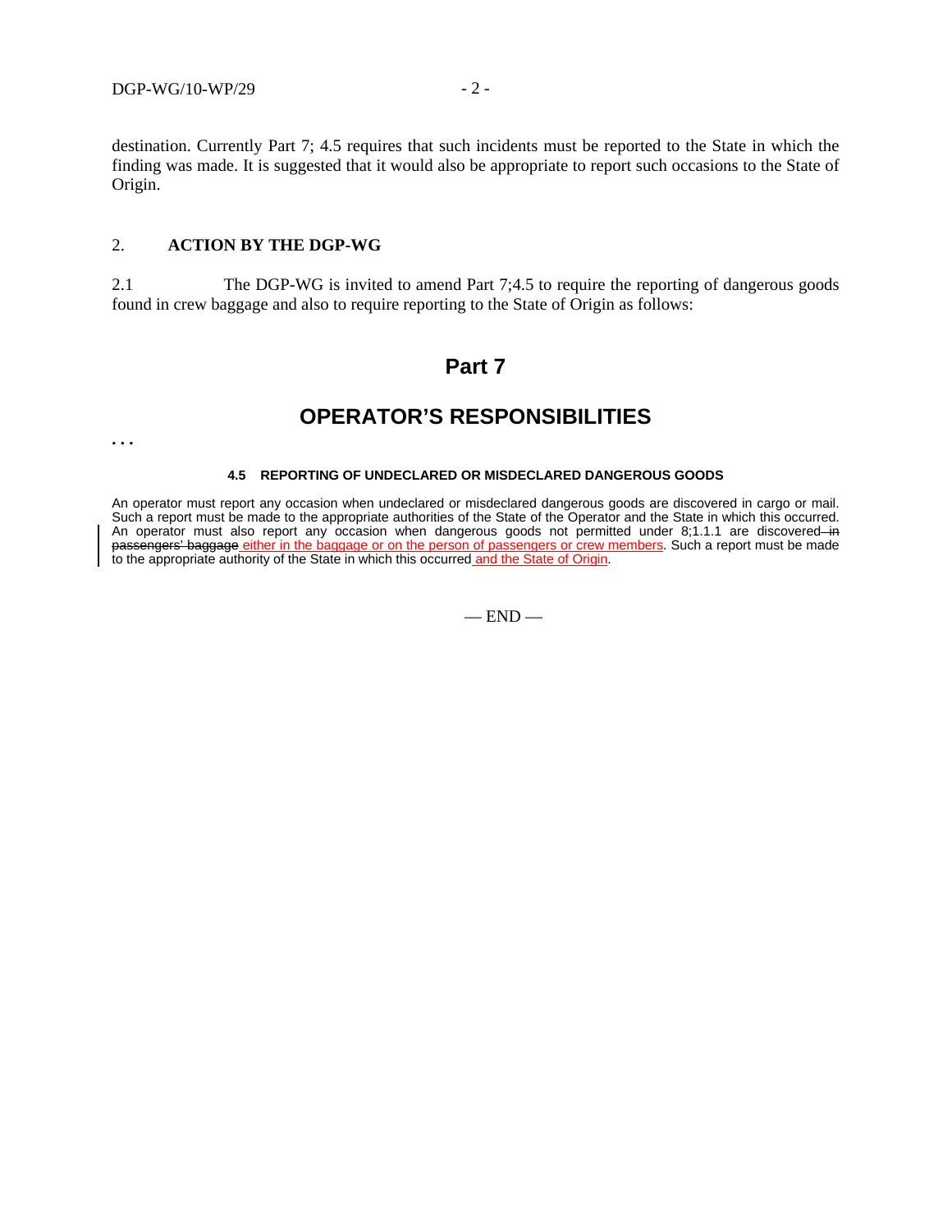destination. Currently Part 7; 4.5 requires that such incidents must be reported to the State in which the finding was made. It is suggested that it would also be appropriate to report such occasions to the State of Origin.

## 2. ACTION BY THE DGP-WG

2.1 The DGP-WG is invited to amend Part 7;4.5 to require the reporting of dangerous goods found in crew baggage and also to require reporting to the State of Origin as follows:

# Part 7

# OPERATOR'S RESPONSIBILITIES

. . .

#### 4.5 REPORTING OF UNDECLARED OR MISDECLARED DANGEROUS GOODS

An operator must report any occasion when undeclared or misdeclared dangerous goods are discovered in cargo or mail. Such a report must be made to the appropriate authorities of the State of the Operator and the State in which this occurred. An operator must also report any occasion when dangerous goods not permitted under 8;1.1.1 are discovered ~~in passengers' baggage~~ either in the baggage or on the person of passengers or crew members. Such a report must be made to the appropriate authority of the State in which this occurred and the State of Origin.

— END —